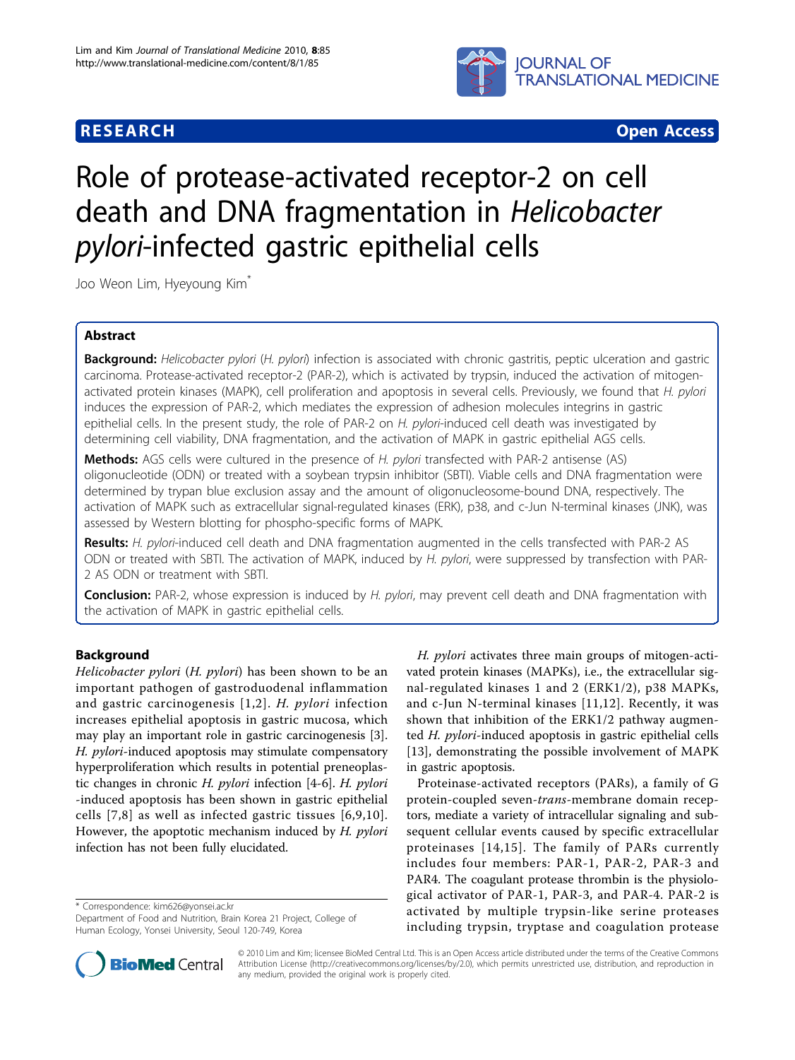RESEARCH Open Access

# Role of protease-activated receptor-2 on cell death and DNA fragmentation in *Helicobacter pylori*-infected gastric epithelial cells

Joo Weon Lim, Hyeyoung Kim*

## Abstract

**Background:** *Helicobacter pylori* (*H. pylori*) infection is associated with chronic gastritis, peptic ulceration and gastric carcinoma. Protease-activated receptor-2 (PAR-2), which is activated by trypsin, induced the activation of mitogen-activated protein kinases (MAPK), cell proliferation and apoptosis in several cells. Previously, we found that *H. pylori* induces the expression of PAR-2, which mediates the expression of adhesion molecules integrins in gastric epithelial cells. In the present study, the role of PAR-2 on *H. pylori*-induced cell death was investigated by determining cell viability, DNA fragmentation, and the activation of MAPK in gastric epithelial AGS cells.

**Methods:** AGS cells were cultured in the presence of *H. pylori* transfected with PAR-2 antisense (AS) oligonucleotide (ODN) or treated with a soybean trypsin inhibitor (SBTI). Viable cells and DNA fragmentation were determined by trypan blue exclusion assay and the amount of oligonucleosome-bound DNA, respectively. The activation of MAPK such as extracellular signal-regulated kinases (ERK), p38, and c-Jun N-terminal kinases (JNK), was assessed by Western blotting for phospho-specific forms of MAPK.

**Results:** *H. pylori*-induced cell death and DNA fragmentation augmented in the cells transfected with PAR-2 AS ODN or treated with SBTI. The activation of MAPK, induced by *H. pylori*, were suppressed by transfection with PAR-2 AS ODN or treatment with SBTI.

**Conclusion:** PAR-2, whose expression is induced by *H. pylori*, may prevent cell death and DNA fragmentation with the activation of MAPK in gastric epithelial cells.

## Background

*Helicobacter pylori* (*H. pylori*) has been shown to be an important pathogen of gastroduodenal inflammation and gastric carcinogenesis [1,2]. *H. pylori* infection increases epithelial apoptosis in gastric mucosa, which may play an important role in gastric carcinogenesis [3]. *H. pylori*-induced apoptosis may stimulate compensatory hyperproliferation which results in potential preneoplastic changes in chronic *H. pylori* infection [4-6]. *H. pylori* -induced apoptosis has been shown in gastric epithelial cells [7,8] as well as infected gastric tissues [6,9,10]. However, the apoptotic mechanism induced by *H. pylori* infection has not been fully elucidated.

*H. pylori* activates three main groups of mitogen-activated protein kinases (MAPKs), i.e., the extracellular signal-regulated kinases 1 and 2 (ERK1/2), p38 MAPKs, and c-Jun N-terminal kinases [11,12]. Recently, it was shown that inhibition of the ERK1/2 pathway augmented *H. pylori*-induced apoptosis in gastric epithelial cells [13], demonstrating the possible involvement of MAPK in gastric apoptosis.

Proteinase-activated receptors (PARs), a family of G protein-coupled seven-*trans*-membrane domain receptors, mediate a variety of intracellular signaling and subsequent cellular events caused by specific extracellular proteinases [14,15]. The family of PARs currently includes four members: PAR-1, PAR-2, PAR-3 and PAR4. The coagulant protease thrombin is the physiological activator of PAR-1, PAR-3, and PAR-4. PAR-2 is activated by multiple trypsin-like serine proteases including trypsin, tryptase and coagulation protease

\* Correspondence: kim626@yonsei.ac.kr
Department of Food and Nutrition, Brain Korea 21 Project, College of Human Ecology, Yonsei University, Seoul 120-749, Korea

© 2010 Lim and Kim; licensee BioMed Central Ltd. This is an Open Access article distributed under the terms of the Creative Commons Attribution License (http://creativecommons.org/licenses/by/2.0), which permits unrestricted use, distribution, and reproduction in any medium, provided the original work is properly cited.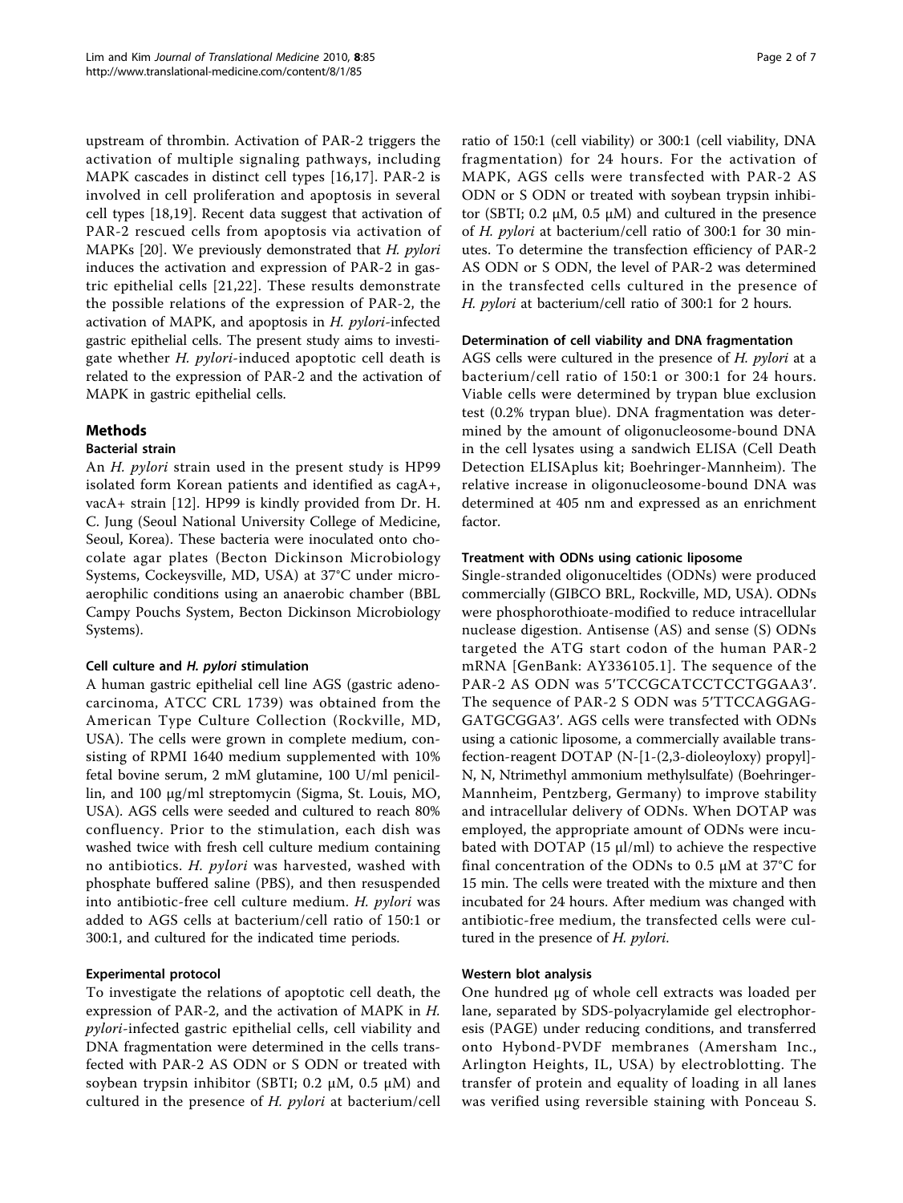upstream of thrombin. Activation of PAR-2 triggers the activation of multiple signaling pathways, including MAPK cascades in distinct cell types [16,17]. PAR-2 is involved in cell proliferation and apoptosis in several cell types [18,19]. Recent data suggest that activation of PAR-2 rescued cells from apoptosis via activation of MAPKs [20]. We previously demonstrated that *H. pylori* induces the activation and expression of PAR-2 in gastric epithelial cells [21,22]. These results demonstrate the possible relations of the expression of PAR-2, the activation of MAPK, and apoptosis in *H. pylori*-infected gastric epithelial cells. The present study aims to investigate whether *H. pylori*-induced apoptotic cell death is related to the expression of PAR-2 and the activation of MAPK in gastric epithelial cells.

## Methods

### Bacterial strain

An *H. pylori* strain used in the present study is HP99 isolated form Korean patients and identified as cagA+, vacA+ strain [12]. HP99 is kindly provided from Dr. H. C. Jung (Seoul National University College of Medicine, Seoul, Korea). These bacteria were inoculated onto chocolate agar plates (Becton Dickinson Microbiology Systems, Cockeysville, MD, USA) at 37°C under microaerophilic conditions using an anaerobic chamber (BBL Campy Pouchs System, Becton Dickinson Microbiology Systems).

### Cell culture and *H. pylori* stimulation

A human gastric epithelial cell line AGS (gastric adenocarcinoma, ATCC CRL 1739) was obtained from the American Type Culture Collection (Rockville, MD, USA). The cells were grown in complete medium, consisting of RPMI 1640 medium supplemented with 10% fetal bovine serum, 2 mM glutamine, 100 U/ml penicillin, and 100 μg/ml streptomycin (Sigma, St. Louis, MO, USA). AGS cells were seeded and cultured to reach 80% confluency. Prior to the stimulation, each dish was washed twice with fresh cell culture medium containing no antibiotics. *H. pylori* was harvested, washed with phosphate buffered saline (PBS), and then resuspended into antibiotic-free cell culture medium. *H. pylori* was added to AGS cells at bacterium/cell ratio of 150:1 or 300:1, and cultured for the indicated time periods.

### Experimental protocol

To investigate the relations of apoptotic cell death, the expression of PAR-2, and the activation of MAPK in *H. pylori*-infected gastric epithelial cells, cell viability and DNA fragmentation were determined in the cells transfected with PAR-2 AS ODN or S ODN or treated with soybean trypsin inhibitor (SBTI; 0.2 μM, 0.5 μM) and cultured in the presence of *H. pylori* at bacterium/cell ratio of 150:1 (cell viability) or 300:1 (cell viability, DNA fragmentation) for 24 hours. For the activation of MAPK, AGS cells were transfected with PAR-2 AS ODN or S ODN or treated with soybean trypsin inhibitor (SBTI; 0.2 μM, 0.5 μM) and cultured in the presence of *H. pylori* at bacterium/cell ratio of 300:1 for 30 minutes. To determine the transfection efficiency of PAR-2 AS ODN or S ODN, the level of PAR-2 was determined in the transfected cells cultured in the presence of *H. pylori* at bacterium/cell ratio of 300:1 for 2 hours.

### Determination of cell viability and DNA fragmentation

AGS cells were cultured in the presence of *H. pylori* at a bacterium/cell ratio of 150:1 or 300:1 for 24 hours. Viable cells were determined by trypan blue exclusion test (0.2% trypan blue). DNA fragmentation was determined by the amount of oligonucleosome-bound DNA in the cell lysates using a sandwich ELISA (Cell Death Detection ELISAplus kit; Boehringer-Mannheim). The relative increase in oligonucleosome-bound DNA was determined at 405 nm and expressed as an enrichment factor.

### Treatment with ODNs using cationic liposome

Single-stranded oligonuceltides (ODNs) were produced commercially (GIBCO BRL, Rockville, MD, USA). ODNs were phosphorothioate-modified to reduce intracellular nuclease digestion. Antisense (AS) and sense (S) ODNs targeted the ATG start codon of the human PAR-2 mRNA [GenBank: AY336105.1]. The sequence of the PAR-2 AS ODN was 5′TCCGCATCCTCCTGGAA3′. The sequence of PAR-2 S ODN was 5′TTCCAGGAGGATGCGGA3′. AGS cells were transfected with ODNs using a cationic liposome, a commercially available transfection-reagent DOTAP (N-[1-(2,3-dioleoyloxy) propyl]-N, N, Ntrimethyl ammonium methylsulfate) (Boehringer-Mannheim, Pentzberg, Germany) to improve stability and intracellular delivery of ODNs. When DOTAP was employed, the appropriate amount of ODNs were incubated with DOTAP (15 μl/ml) to achieve the respective final concentration of the ODNs to 0.5 μM at 37°C for 15 min. The cells were treated with the mixture and then incubated for 24 hours. After medium was changed with antibiotic-free medium, the transfected cells were cultured in the presence of *H. pylori*.

### Western blot analysis

One hundred μg of whole cell extracts was loaded per lane, separated by SDS-polyacrylamide gel electrophoresis (PAGE) under reducing conditions, and transferred onto Hybond-PVDF membranes (Amersham Inc., Arlington Heights, IL, USA) by electroblotting. The transfer of protein and equality of loading in all lanes was verified using reversible staining with Ponceau S.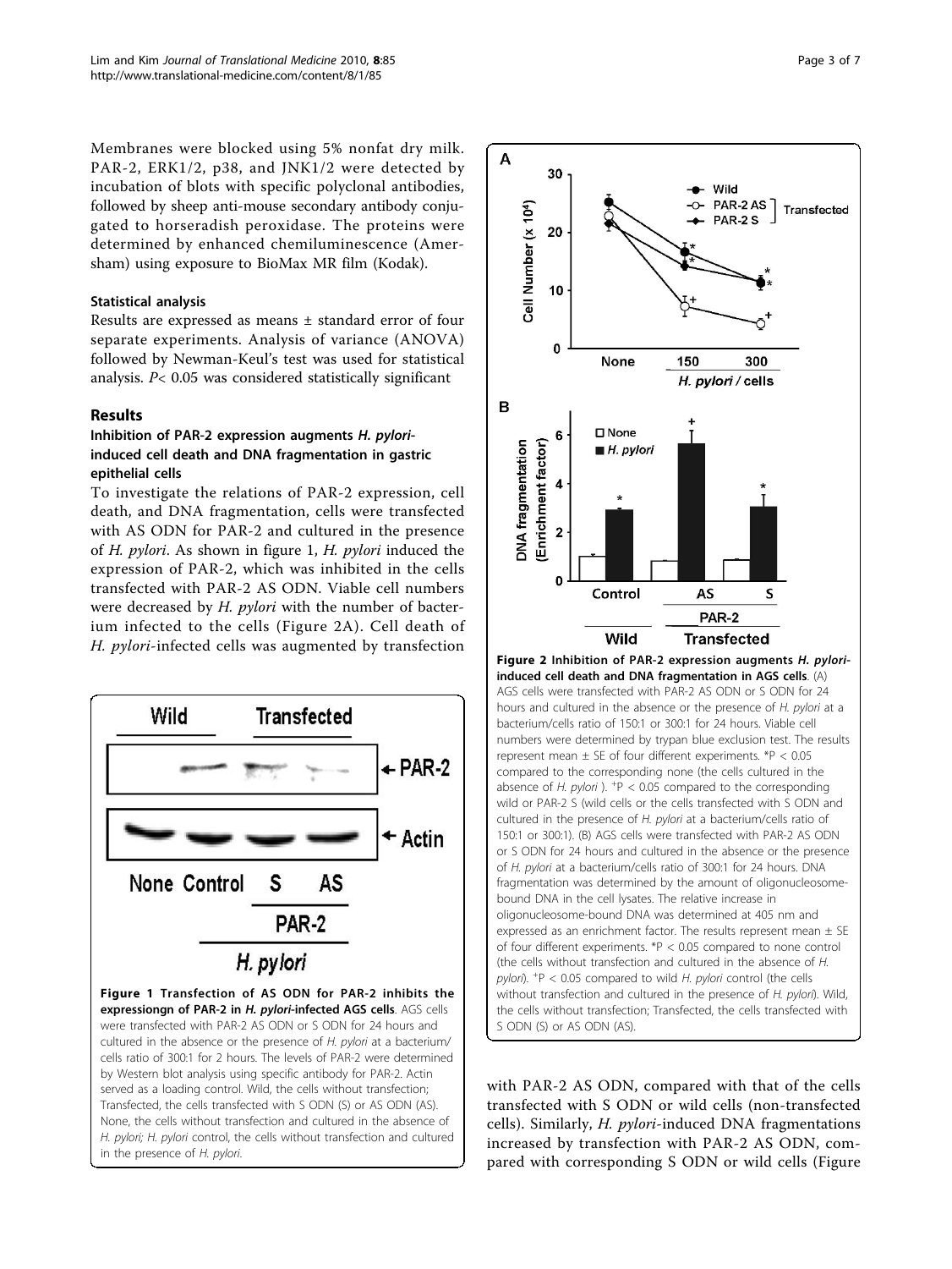Membranes were blocked using 5% nonfat dry milk. PAR-2, ERK1/2, p38, and JNK1/2 were detected by incubation of blots with specific polyclonal antibodies, followed by sheep anti-mouse secondary antibody conjugated to horseradish peroxidase. The proteins were determined by enhanced chemiluminescence (Amersham) using exposure to BioMax MR film (Kodak).

### Statistical analysis

Results are expressed as means ± standard error of four separate experiments. Analysis of variance (ANOVA) followed by Newman-Keul's test was used for statistical analysis. $P < 0.05$ was considered statistically significant

## Results

### Inhibition of PAR-2 expression augments *H. pylori*-induced cell death and DNA fragmentation in gastric epithelial cells

To investigate the relations of PAR-2 expression, cell death, and DNA fragmentation, cells were transfected with AS ODN for PAR-2 and cultured in the presence of *H. pylori*. As shown in figure 1, *H. pylori* induced the expression of PAR-2, which was inhibited in the cells transfected with PAR-2 AS ODN. Viable cell numbers were decreased by *H. pylori* with the number of bacterium infected to the cells (Figure 2A). Cell death of *H. pylori*-infected cells was augmented by transfection with PAR-2 AS ODN, compared with that of the cells transfected with S ODN or wild cells (non-transfected cells). Similarly, *H. pylori*-induced DNA fragmentations increased by transfection with PAR-2 AS ODN, compared with corresponding S ODN or wild cells (Figure

**Figure 1 Transfection of AS ODN for PAR-2 inhibits the expressiongn of PAR-2 in *H. pylori*-infected AGS cells**. AGS cells were transfected with PAR-2 AS ODN or S ODN for 24 hours and cultured in the absence or the presence of *H. pylori* at a bacterium/cells ratio of 300:1 for 2 hours. The levels of PAR-2 were determined by Western blot analysis using specific antibody for PAR-2. Actin served as a loading control. Wild, the cells without transfection; Transfected, the cells transfected with S ODN (S) or AS ODN (AS). None, the cells without transfection and cultured in the absence of *H. pylori*; *H. pylori* control, the cells without transfection and cultured in the presence of *H. pylori*.

**Figure 2 Inhibition of PAR-2 expression augments *H. pylori*-induced cell death and DNA fragmentation in AGS cells**. (A) AGS cells were transfected with PAR-2 AS ODN or S ODN for 24 hours and cultured in the absence or the presence of *H. pylori* at a bacterium/cells ratio of 150:1 or 300:1 for 24 hours. Viable cell numbers were determined by trypan blue exclusion test. The results represent mean ± SE of four different experiments. \*P < 0.05 compared to the corresponding none (the cells cultured in the absence of *H. pylori* ). +P < 0.05 compared to the corresponding wild or PAR-2 S (wild cells or the cells transfected with S ODN and cultured in the presence of *H. pylori* at a bacterium/cells ratio of 150:1 or 300:1). (B) AGS cells were transfected with PAR-2 AS ODN or S ODN for 24 hours and cultured in the absence or the presence of *H. pylori* at a bacterium/cells ratio of 300:1 for 24 hours. DNA fragmentation was determined by the amount of oligonucleosome-bound DNA in the cell lysates. The relative increase in oligonucleosome-bound DNA was determined at 405 nm and expressed as an enrichment factor. The results represent mean ± SE of four different experiments. \*P < 0.05 compared to none control (the cells without transfection and cultured in the absence of *H. pylori*). +P < 0.05 compared to wild *H. pylori* control (the cells without transfection and cultured in the presence of *H. pylori*). Wild, the cells without transfection; Transfected, the cells transfected with S ODN (S) or AS ODN (AS).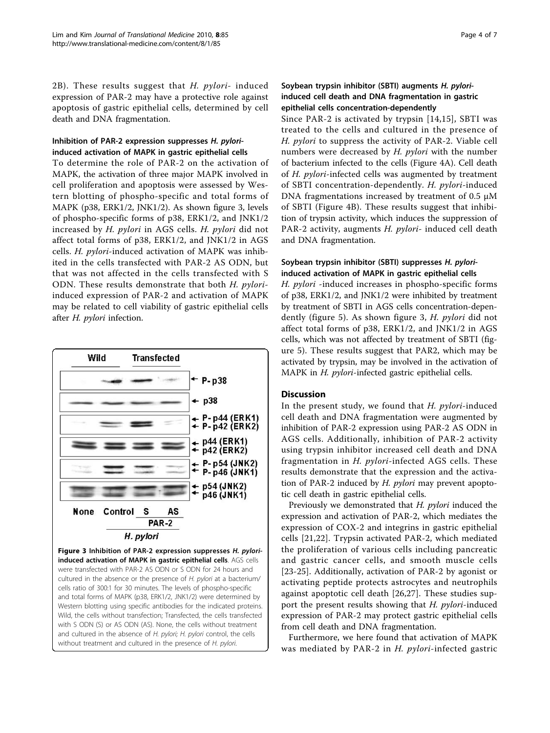2B). These results suggest that *H. pylori*- induced expression of PAR-2 may have a protective role against apoptosis of gastric epithelial cells, determined by cell death and DNA fragmentation.

### Inhibition of PAR-2 expression suppresses *H. pylori*-induced activation of MAPK in gastric epithelial cells

To determine the role of PAR-2 on the activation of MAPK, the activation of three major MAPK involved in cell proliferation and apoptosis were assessed by Western blotting of phospho-specific and total forms of MAPK (p38, ERK1/2, JNK1/2). As shown figure 3, levels of phospho-specific forms of p38, ERK1/2, and JNK1/2 increased by *H. pylori* in AGS cells. *H. pylori* did not affect total forms of p38, ERK1/2, and JNK1/2 in AGS cells. *H. pylori*-induced activation of MAPK was inhibited in the cells transfected with PAR-2 AS ODN, but that was not affected in the cells transfected with S ODN. These results demonstrate that both *H. pylori*-induced expression of PAR-2 and activation of MAPK may be related to cell viability of gastric epithelial cells after *H. pylori* infection.

**Figure 3 Inhibition of PAR-2 expression suppresses *H. pylori*-induced activation of MAPK in gastric epithelial cells**. AGS cells were transfected with PAR-2 AS ODN or S ODN for 24 hours and cultured in the absence or the presence of *H. pylori* at a bacterium/cells ratio of 300:1 for 30 minutes. The levels of phospho-specific and total forms of MAPK (p38, ERK1/2, JNK1/2) were determined by Western blotting using specific antibodies for the indicated proteins. Wild, the cells without transfection; Transfected, the cells transfected with S ODN (S) or AS ODN (AS). None, the cells without treatment and cultured in the absence of *H. pylori*; *H. pylori* control, the cells without treatment and cultured in the presence of *H. pylori*.

### Soybean trypsin inhibitor (SBTI) augments *H. pylori*-induced cell death and DNA fragmentation in gastric epithelial cells concentration-dependently

Since PAR-2 is activated by trypsin [14,15], SBTI was treated to the cells and cultured in the presence of *H. pylori* to suppress the activity of PAR-2. Viable cell numbers were decreased by *H. pylori* with the number of bacterium infected to the cells (Figure 4A). Cell death of *H. pylori*-infected cells was augmented by treatment of SBTI concentration-dependently. *H. pylori*-induced DNA fragmentations increased by treatment of 0.5 μM of SBTI (Figure 4B). These results suggest that inhibition of trypsin activity, which induces the suppression of PAR-2 activity, augments *H. pylori*- induced cell death and DNA fragmentation.

### Soybean trypsin inhibitor (SBTI) suppresses *H. pylori*-induced activation of MAPK in gastric epithelial cells

*H. pylori* -induced increases in phospho-specific forms of p38, ERK1/2, and JNK1/2 were inhibited by treatment by treatment of SBTI in AGS cells concentration-dependently (figure 5). As shown figure 3, *H. pylori* did not affect total forms of p38, ERK1/2, and JNK1/2 in AGS cells, which was not affected by treatment of SBTI (figure 5). These results suggest that PAR2, which may be activated by trypsin, may be involved in the activation of MAPK in *H. pylori*-infected gastric epithelial cells.

## Discussion

In the present study, we found that *H. pylori*-induced cell death and DNA fragmentation were augmented by inhibition of PAR-2 expression using PAR-2 AS ODN in AGS cells. Additionally, inhibition of PAR-2 activity using trypsin inhibitor increased cell death and DNA fragmentation in *H. pylori*-infected AGS cells. These results demonstrate that the expression and the activation of PAR-2 induced by *H. pylori* may prevent apoptotic cell death in gastric epithelial cells.

Previously we demonstrated that *H. pylori* induced the expression and activation of PAR-2, which mediates the expression of COX-2 and integrins in gastric epithelial cells [21,22]. Trypsin activated PAR-2, which mediated the proliferation of various cells including pancreatic and gastric cancer cells, and smooth muscle cells [23-25]. Additionally, activation of PAR-2 by agonist or activating peptide protects astrocytes and neutrophils against apoptotic cell death [26,27]. These studies support the present results showing that *H. pylori*-induced expression of PAR-2 may protect gastric epithelial cells from cell death and DNA fragmentation.

Furthermore, we here found that activation of MAPK was mediated by PAR-2 in *H. pylori*-infected gastric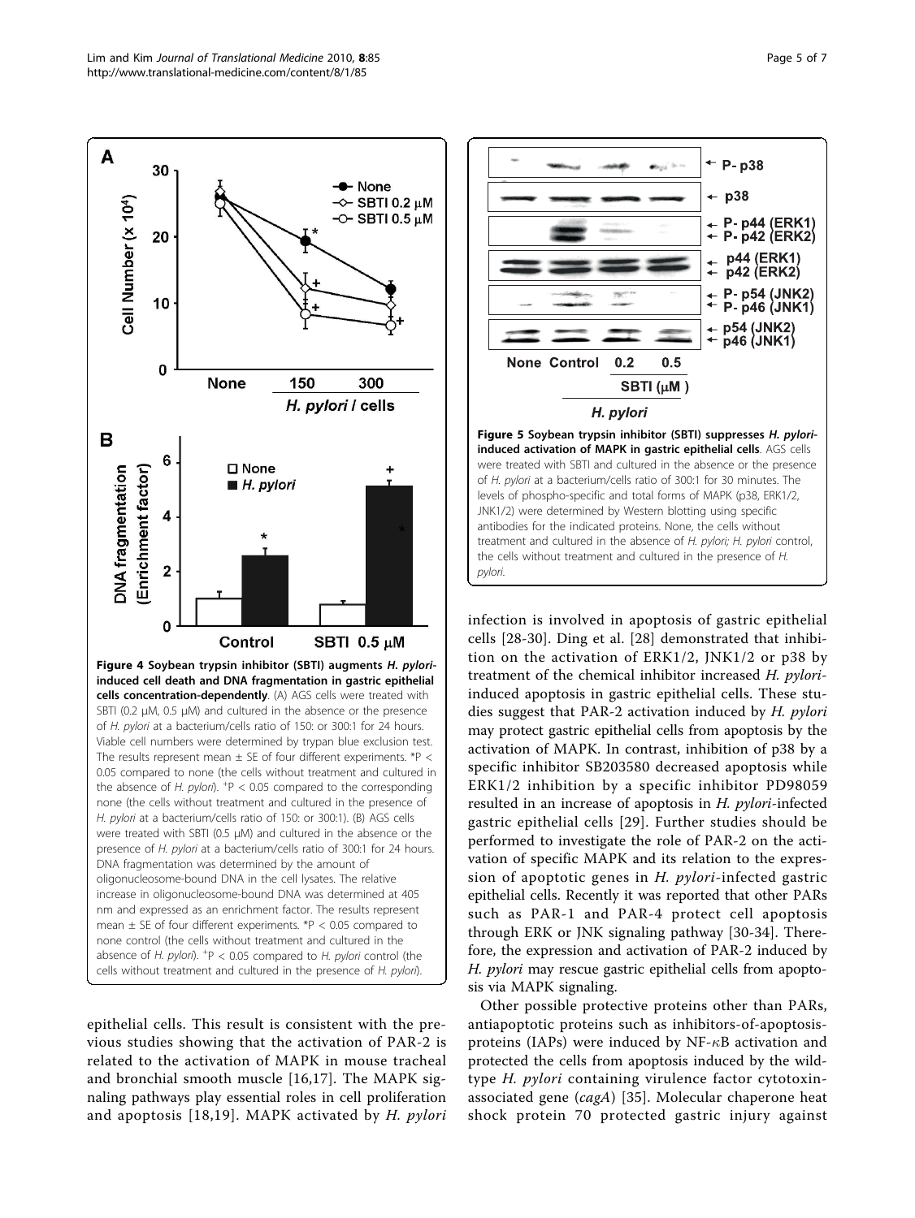**Figure 4 Soybean trypsin inhibitor (SBTI) augments *H. pylori*-induced cell death and DNA fragmentation in gastric epithelial cells concentration-dependently**. (A) AGS cells were treated with SBTI (0.2 μM, 0.5 μM) and cultured in the absence or the presence of *H. pylori* at a bacterium/cells ratio of 150: or 300:1 for 24 hours. Viable cell numbers were determined by trypan blue exclusion test. The results represent mean ± SE of four different experiments. *P < 0.05 compared to none (the cells without treatment and cultured in the absence of *H. pylori*). +P < 0.05 compared to the corresponding none (the cells without treatment and cultured in the presence of *H. pylori* at a bacterium/cells ratio of 150: or 300:1). (B) AGS cells were treated with SBTI (0.5 μM) and cultured in the absence or the presence of *H. pylori* at a bacterium/cells ratio of 300:1 for 24 hours. DNA fragmentation was determined by the amount of oligonucleosome-bound DNA in the cell lysates. The relative increase in oligonucleosome-bound DNA was determined at 405 nm and expressed as an enrichment factor. The results represent mean ± SE of four different experiments. *P < 0.05 compared to none control (the cells without treatment and cultured in the absence of *H. pylori*). +P < 0.05 compared to *H. pylori* control (the cells without treatment and cultured in the presence of *H. pylori*).

epithelial cells. This result is consistent with the previous studies showing that the activation of PAR-2 is related to the activation of MAPK in mouse tracheal and bronchial smooth muscle [16,17]. The MAPK signaling pathways play essential roles in cell proliferation and apoptosis [18,19]. MAPK activated by *H. pylori* infection is involved in apoptosis of gastric epithelial cells [28-30]. Ding et al. [28] demonstrated that inhibition on the activation of ERK1/2, JNK1/2 or p38 by treatment of the chemical inhibitor increased *H. pylori*-induced apoptosis in gastric epithelial cells. These studies suggest that PAR-2 activation induced by *H. pylori* may protect gastric epithelial cells from apoptosis by the activation of MAPK. In contrast, inhibition of p38 by a specific inhibitor SB203580 decreased apoptosis while ERK1/2 inhibition by a specific inhibitor PD98059 resulted in an increase of apoptosis in *H. pylori*-infected gastric epithelial cells [29]. Further studies should be performed to investigate the role of PAR-2 on the activation of specific MAPK and its relation to the expression of apoptotic genes in *H. pylori*-infected gastric epithelial cells. Recently it was reported that other PARs such as PAR-1 and PAR-4 protect cell apoptosis through ERK or JNK signaling pathway [30-34]. Therefore, the expression and activation of PAR-2 induced by *H. pylori* may rescue gastric epithelial cells from apoptosis via MAPK signaling.

**Figure 5 Soybean trypsin inhibitor (SBTI) suppresses *H. pylori*-induced activation of MAPK in gastric epithelial cells**. AGS cells were treated with SBTI and cultured in the absence or the presence of *H. pylori* at a bacterium/cells ratio of 300:1 for 30 minutes. The levels of phospho-specific and total forms of MAPK (p38, ERK1/2, JNK1/2) were determined by Western blotting using specific antibodies for the indicated proteins. None, the cells without treatment and cultured in the absence of *H. pylori*; *H. pylori* control, the cells without treatment and cultured in the presence of *H. pylori*.

Other possible protective proteins other than PARs, antiapoptotic proteins such as inhibitors-of-apoptosis-proteins (IAPs) were induced by NF-κB activation and protected the cells from apoptosis induced by the wild-type *H. pylori* containing virulence factor cytotoxin-associated gene (*cagA*) [35]. Molecular chaperone heat shock protein 70 protected gastric injury against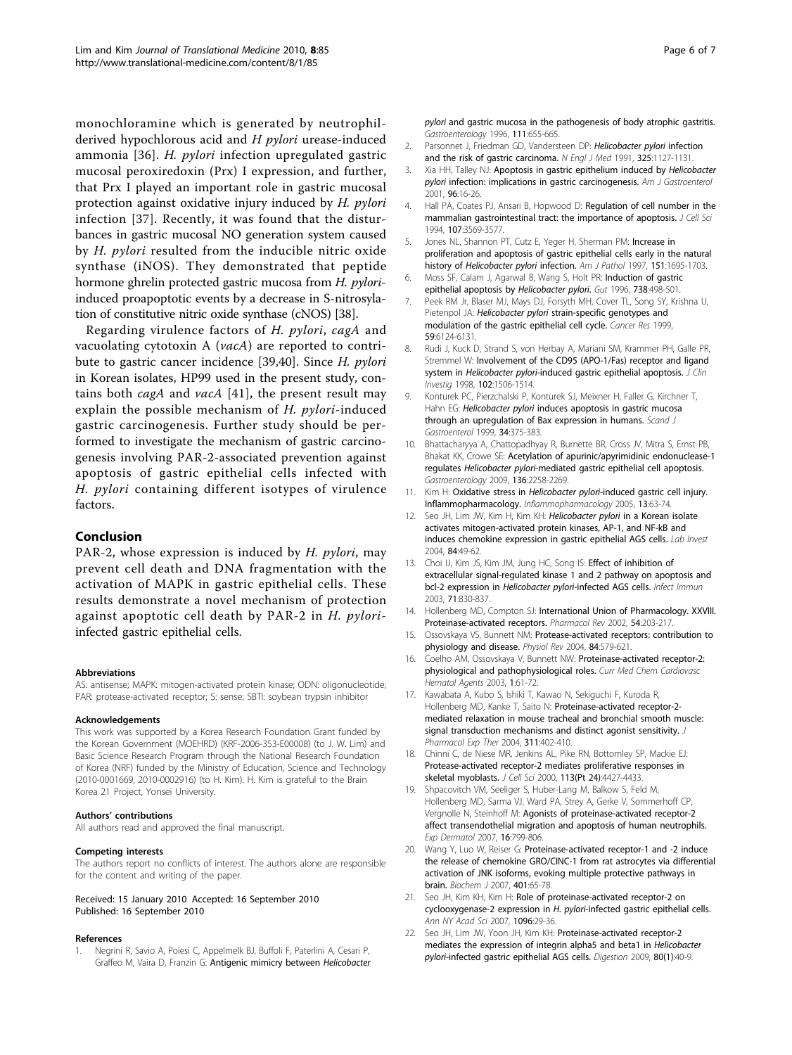monochloramine which is generated by neutrophil-derived hypochlorous acid and *H pylori* urease-induced ammonia [36]. *H. pylori* infection upregulated gastric mucosal peroxiredoxin (Prx) I expression, and further, that Prx I played an important role in gastric mucosal protection against oxidative injury induced by *H. pylori* infection [37]. Recently, it was found that the disturbances in gastric mucosal NO generation system caused by *H. pylori* resulted from the inducible nitric oxide synthase (iNOS). They demonstrated that peptide hormone ghrelin protected gastric mucosa from *H. pylori*-induced proapoptotic events by a decrease in S-nitrosylation of constitutive nitric oxide synthase (cNOS) [38].

Regarding virulence factors of *H. pylori*, *cagA* and vacuolating cytotoxin A (*vacA*) are reported to contribute to gastric cancer incidence [39,40]. Since *H. pylori* in Korean isolates, HP99 used in the present study, contains both *cagA* and *vacA* [41], the present result may explain the possible mechanism of *H. pylori*-induced gastric carcinogenesis. Further study should be performed to investigate the mechanism of gastric carcinogenesis involving PAR-2-associated prevention against apoptosis of gastric epithelial cells infected with *H. pylori* containing different isotypes of virulence factors.

## Conclusion

PAR-2, whose expression is induced by *H. pylori*, may prevent cell death and DNA fragmentation with the activation of MAPK in gastric epithelial cells. These results demonstrate a novel mechanism of protection against apoptotic cell death by PAR-2 in *H. pylori*-infected gastric epithelial cells.

#### Abbreviations

AS: antisense; MAPK: mitogen-activated protein kinase; ODN: oligonucleotide; PAR: protease-activated receptor; S: sense; SBTI: soybean trypsin inhibitor

#### Acknowledgements

This work was supported by a Korea Research Foundation Grant funded by the Korean Government (MOEHRD) (KRF-2006-353-E00008) (to J. W. Lim) and Basic Science Research Program through the National Research Foundation of Korea (NRF) funded by the Ministry of Education, Science and Technology (2010-0001669, 2010-0002916) (to H. Kim). H. Kim is grateful to the Brain Korea 21 Project, Yonsei University.

#### Authors' contributions

All authors read and approved the final manuscript.

#### Competing interests

The authors report no conflicts of interest. The authors alone are responsible for the content and writing of the paper.

Received: 15 January 2010 Accepted: 16 September 2010
Published: 16 September 2010

#### References

1. Negrini R, Savio A, Poiesi C, Appelmelk BJ, Buffoli F, Paterlini A, Cesari P, Graffeo M, Vaira D, Franzin G: Antigenic mimicry between *Helicobacter pylori* and gastric mucosa in the pathogenesis of body atrophic gastritis. *Gastroenterology* 1996, 111:655-665.
2. Parsonnet J, Friedman GD, Vandersteen DP: *Helicobacter pylori* infection and the risk of gastric carcinoma. *N Engl J Med* 1991, 325:1127-1131.
3. Xia HH, Talley NJ: Apoptosis in gastric epithelium induced by *Helicobacter pylori* infection: implications in gastric carcinogenesis. *Am J Gastroenterol* 2001, 96:16-26.
4. Hall PA, Coates PJ, Ansari B, Hopwood D: Regulation of cell number in the mammalian gastrointestinal tract: the importance of apoptosis. *J Cell Sci* 1994, 107:3569-3577.
5. Jones NL, Shannon PT, Cutz E, Yeger H, Sherman PM: Increase in proliferation and apoptosis of gastric epithelial cells early in the natural history of *Helicobacter pylori* infection. *Am J Pathol* 1997, 151:1695-1703.
6. Moss SF, Calam J, Agarwal B, Wang S, Holt PR: Induction of gastric epithelial apoptosis by *Helicobacter pylori*. *Gut* 1996, 738:498-501.
7. Peek RM Jr, Blaser MJ, Mays DJ, Forsyth MH, Cover TL, Song SY, Krishna U, Pietenpol JA: *Helicobacter pylori* strain-specific genotypes and modulation of the gastric epithelial cell cycle. *Cancer Res* 1999, 59:6124-6131.
8. Rudi J, Kuck D, Strand S, von Herbay A, Mariani SM, Krammer PH, Galle PR, Stremmel W: Involvement of the CD95 (APO-1/Fas) receptor and ligand system in *Helicobacter pylori*-induced gastric epithelial apoptosis. *J Clin Investig* 1998, 102:1506-1514.
9. Konturek PC, Pierzchalski P, Konturek SJ, Meixner H, Faller G, Kirchner T, Hahn EG: *Helicobacter pylori* induces apoptosis in gastric mucosa through an upregulation of Bax expression in humans. *Scand J Gastroenterol* 1999, 34:375-383.
10. Bhattacharyya A, Chattopadhyay R, Burnette BR, Cross JV, Mitra S, Ernst PB, Bhakat KK, Crowe SE: Acetylation of apurinic/apyrimidinic endonuclease-1 regulates *Helicobacter pylori*-mediated gastric epithelial cell apoptosis. *Gastroenterology* 2009, 136:2258-2269.
11. Kim H: Oxidative stress in *Helicobacter pylori*-induced gastric cell injury. Inflammopharmacology. *Inflammopharmacology* 2005, 13:63-74.
12. Seo JH, Lim JW, Kim H, Kim KH: *Helicobacter pylori* in a Korean isolate activates mitogen-activated protein kinases, AP-1, and NF-kB and induces chemokine expression in gastric epithelial AGS cells. *Lab Invest* 2004, 84:49-62.
13. Choi IJ, Kim JS, Kim JM, Jung HC, Song IS: Effect of inhibition of extracellular signal-regulated kinase 1 and 2 pathway on apoptosis and bcl-2 expression in *Helicobacter pylori*-infected AGS cells. *Infect Immun* 2003, 71:830-837.
14. Hollenberg MD, Compton SJ: International Union of Pharmacology. XXVIII. Proteinase-activated receptors. *Pharmacol Rev* 2002, 54:203-217.
15. Ossovskaya VS, Bunnett NM: Protease-activated receptors: contribution to physiology and disease. *Physiol Rev* 2004, 84:579-621.
16. Coelho AM, Ossovskaya V, Bunnett NW: Proteinase-activated receptor-2: physiological and pathophysiological roles. *Curr Med Chem Cardiovasc Hematol Agents* 2003, 1:61-72.
17. Kawabata A, Kubo S, Ishiki T, Kawao N, Sekiguchi F, Kuroda R, Hollenberg MD, Kanke T, Saito N: Proteinase-activated receptor-2-mediated relaxation in mouse tracheal and bronchial smooth muscle: signal transduction mechanisms and distinct agonist sensitivity. *J Pharmacol Exp Ther* 2004, 311:402-410.
18. Chinni C, de Niese MR, Jenkins AL, Pike RN, Bottomley SP, Mackie EJ: Protease-activated receptor-2 mediates proliferative responses in skeletal myoblasts. *J Cell Sci* 2000, 113(Pt 24):4427-4433.
19. Shpacovitch VM, Seeliger S, Huber-Lang M, Balkow S, Feld M, Hollenberg MD, Sarma VJ, Ward PA, Strey A, Gerke V, Sommerhoff CP, Vergnolle N, Steinhoff M: Agonists of proteinase-activated receptor-2 affect transendothelial migration and apoptosis of human neutrophils. *Exp Dermatol* 2007, 16:799-806.
20. Wang Y, Luo W, Reiser G: Proteinase-activated receptor-1 and -2 induce the release of chemokine GRO/CINC-1 from rat astrocytes via differential activation of JNK isoforms, evoking multiple protective pathways in brain. *Biochem J* 2007, 401:65-78.
21. Seo JH, Kim KH, Kim H: Role of proteinase-activated receptor-2 on cyclooxygenase-2 expression in *H. pylori*-infected gastric epithelial cells. *Ann NY Acad Sci* 2007, 1096:29-36.
22. Seo JH, Lim JW, Yoon JH, Kim KH: Proteinase-activated receptor-2 mediates the expression of integrin alpha5 and beta1 in *Helicobacter pylori*-infected gastric epithelial AGS cells. *Digestion* 2009, 80(1):40-9.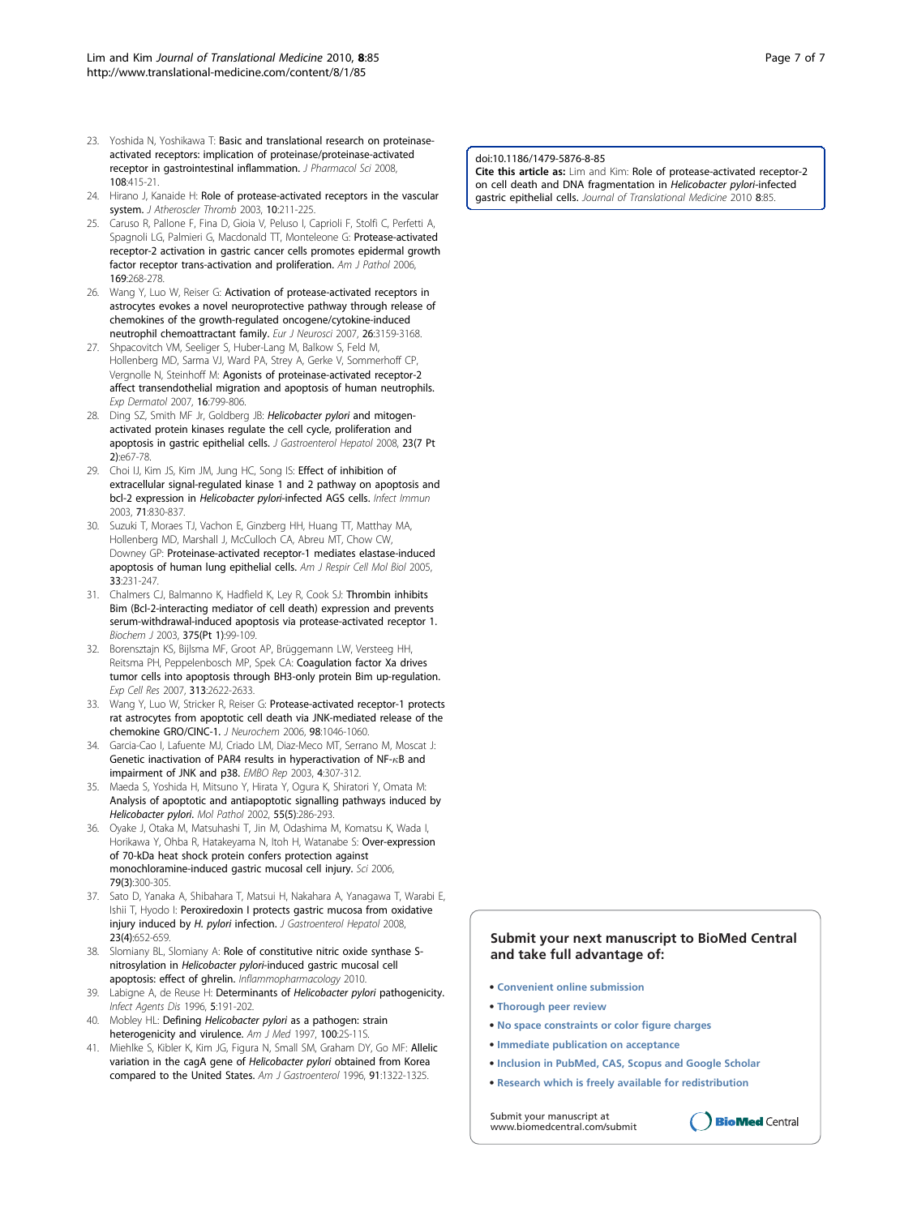23. Yoshida N, Yoshikawa T: **Basic and translational research on proteinase-activated receptors: implication of proteinase/proteinase-activated receptor in gastrointestinal inflammation.** *J Pharmacol Sci* 2008, **108**:415-21.
24. Hirano J, Kanaide H: **Role of protease-activated receptors in the vascular system.** *J Atheroscler Thromb* 2003, **10**:211-225.
25. Caruso R, Pallone F, Fina D, Gioia V, Peluso I, Caprioli F, Stolfi C, Perfetti A, Spagnoli LG, Palmieri G, Macdonald TT, Monteleone G: **Protease-activated receptor-2 activation in gastric cancer cells promotes epidermal growth factor receptor trans-activation and proliferation.** *Am J Pathol* 2006, **169**:268-278.
26. Wang Y, Luo W, Reiser G: **Activation of protease-activated receptors in astrocytes evokes a novel neuroprotective pathway through release of chemokines of the growth-regulated oncogene/cytokine-induced neutrophil chemoattractant family.** *Eur J Neurosci* 2007, **26**:3159-3168.
27. Shpacovitch VM, Seeliger S, Huber-Lang M, Balkow S, Feld M, Hollenberg MD, Sarma VJ, Ward PA, Strey A, Gerke V, Sommerhoff CP, Vergnolle N, Steinhoff M: **Agonists of proteinase-activated receptor-2 affect transendothelial migration and apoptosis of human neutrophils.** *Exp Dermatol* 2007, **16**:799-806.
28. Ding SZ, Smith MF Jr, Goldberg JB: ***Helicobacter pylori* and mitogen-activated protein kinases regulate the cell cycle, proliferation and apoptosis in gastric epithelial cells.** *J Gastroenterol Hepatol* 2008, **23**(7 Pt 2):e67-78.
29. Choi IJ, Kim JS, Kim JM, Jung HC, Song IS: **Effect of inhibition of extracellular signal-regulated kinase 1 and 2 pathway on apoptosis and bcl-2 expression in *Helicobacter pylori*-infected AGS cells.** *Infect Immun* 2003, **71**:830-837.
30. Suzuki T, Moraes TJ, Vachon E, Ginzberg HH, Huang TT, Matthay MA, Hollenberg MD, Marshall J, McCulloch CA, Abreu MT, Chow CW, Downey GP: **Proteinase-activated receptor-1 mediates elastase-induced apoptosis of human lung epithelial cells.** *Am J Respir Cell Mol Biol* 2005, **33**:231-247.
31. Chalmers CJ, Balmanno K, Hadfield K, Ley R, Cook SJ: **Thrombin inhibits Bim (Bcl-2-interacting mediator of cell death) expression and prevents serum-withdrawal-induced apoptosis via protease-activated receptor 1.** *Biochem J* 2003, **375**(Pt 1):99-109.
32. Borensztajn KS, Bijlsma MF, Groot AP, Brüggemann LW, Versteeg HH, Reitsma PH, Peppelenbosch MP, Spek CA: **Coagulation factor Xa drives tumor cells into apoptosis through BH3-only protein Bim up-regulation.** *Exp Cell Res* 2007, **313**:2622-2633.
33. Wang Y, Luo W, Stricker R, Reiser G: **Protease-activated receptor-1 protects rat astrocytes from apoptotic cell death via JNK-mediated release of the chemokine GRO/CINC-1.** *J Neurochem* 2006, **98**:1046-1060.
34. Garcia-Cao I, Lafuente MJ, Criado LM, Diaz-Meco MT, Serrano M, Moscat J: **Genetic inactivation of PAR4 results in hyperactivation of NF-κB and impairment of JNK and p38.** *EMBO Rep* 2003, **4**:307-312.
35. Maeda S, Yoshida H, Mitsuno Y, Hirata Y, Ogura K, Shiratori Y, Omata M: **Analysis of apoptotic and antiapoptotic signalling pathways induced by *Helicobacter pylori*.** *Mol Pathol* 2002, **55**(5):286-293.
36. Oyake J, Otaka M, Matsuhashi T, Jin M, Odashima M, Komatsu K, Wada I, Horikawa Y, Ohba R, Hatakeyama N, Itoh H, Watanabe S: **Over-expression of 70-kDa heat shock protein confers protection against monochloramine-induced gastric mucosal cell injury.** *Sci* 2006, **79**(3):300-305.
37. Sato D, Yanaka A, Shibahara T, Matsui H, Nakahara A, Yanagawa T, Warabi E, Ishii T, Hyodo I: **Peroxiredoxin I protects gastric mucosa from oxidative injury induced by *H. pylori* infection.** *J Gastroenterol Hepatol* 2008, **23**(4):652-659.
38. Slomiany BL, Slomiany A: **Role of constitutive nitric oxide synthase S-nitrosylation in *Helicobacter pylori*-induced gastric mucosal cell apoptosis: effect of ghrelin.** *Inflammopharmacology* 2010.
39. Labigne A, de Reuse H: **Determinants of *Helicobacter pylori* pathogenicity.** *Infect Agents Dis* 1996, **5**:191-202.
40. Mobley HL: **Defining *Helicobacter pylori* as a pathogen: strain heterogeneity and virulence.** *Am J Med* 1997, **100**:2S-11S.
41. Miehlke S, Kibler K, Kim JG, Figura N, Small SM, Graham DY, Go MF: **Allelic variation in the cagA gene of *Helicobacter pylori* obtained from Korea compared to the United States.** *Am J Gastroenterol* 1996, **91**:1322-1325.

doi:10.1186/1479-5876-8-85

**Cite this article as:** Lim and Kim: Role of protease-activated receptor-2 on cell death and DNA fragmentation in *Helicobacter pylori*-infected gastric epithelial cells. *Journal of Translational Medicine* 2010 **8**:85.

**Submit your next manuscript to BioMed Central and take full advantage of:**

- Convenient online submission
- Thorough peer review
- No space constraints or color figure charges
- Immediate publication on acceptance
- Inclusion in PubMed, CAS, Scopus and Google Scholar
- Research which is freely available for redistribution

Submit your manuscript at www.biomedcentral.com/submit